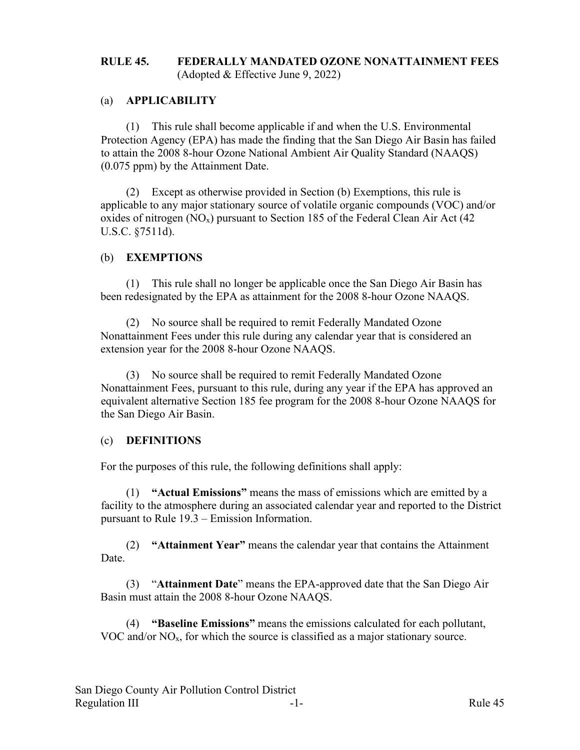# RULE 45. FEDERALLY MANDATED OZONE NONATTAINMENT FEES

(Adopted & Effective June 9, 2022)

## (a) APPLICABILITY

(1) This rule shall become applicable if and when the U.S. Environmental Protection Agency (EPA) has made the finding that the San Diego Air Basin has failed to attain the 2008 8-hour Ozone National Ambient Air Quality Standard (NAAQS) (0.075 ppm) by the Attainment Date.

(2) Except as otherwise provided in Section (b) Exemptions, this rule is applicable to any major stationary source of volatile organic compounds (VOC) and/or oxides of nitrogen ($NO_x$) pursuant to Section 185 of the Federal Clean Air Act (42 U.S.C. §7511d).

## (b) EXEMPTIONS

(1) This rule shall no longer be applicable once the San Diego Air Basin has been redesignated by the EPA as attainment for the 2008 8-hour Ozone NAAQS.

(2) No source shall be required to remit Federally Mandated Ozone Nonattainment Fees under this rule during any calendar year that is considered an extension year for the 2008 8-hour Ozone NAAQS.

(3) No source shall be required to remit Federally Mandated Ozone Nonattainment Fees, pursuant to this rule, during any year if the EPA has approved an equivalent alternative Section 185 fee program for the 2008 8-hour Ozone NAAQS for the San Diego Air Basin.

## (c) DEFINITIONS

For the purposes of this rule, the following definitions shall apply:

(1) **"Actual Emissions"** means the mass of emissions which are emitted by a facility to the atmosphere during an associated calendar year and reported to the District pursuant to Rule 19.3 – Emission Information.

(2) **"Attainment Year"** means the calendar year that contains the Attainment Date.

(3) "**Attainment Date**" means the EPA-approved date that the San Diego Air Basin must attain the 2008 8-hour Ozone NAAQS.

(4) **"Baseline Emissions"** means the emissions calculated for each pollutant, VOC and/or $NO_x$, for which the source is classified as a major stationary source.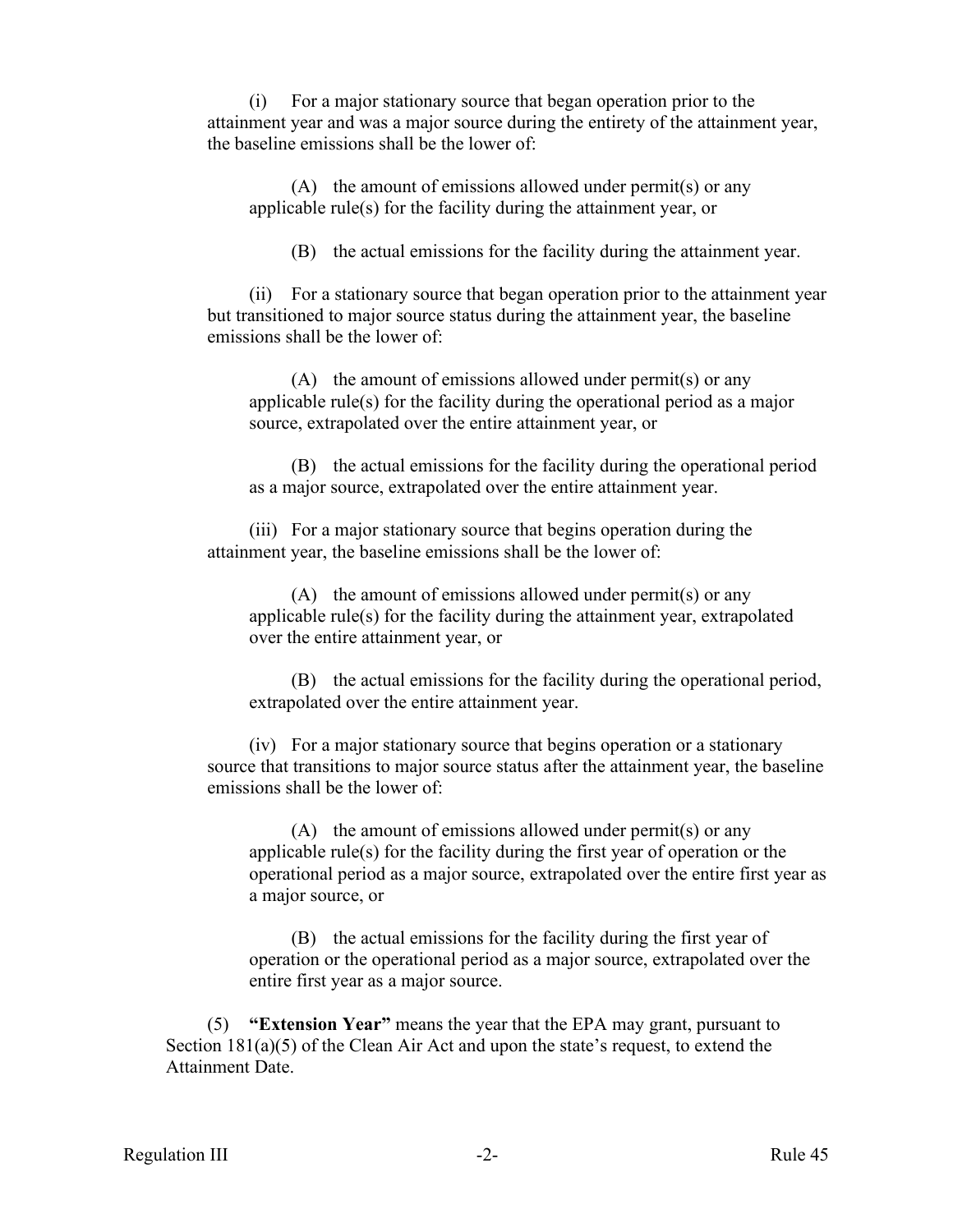(i) For a major stationary source that began operation prior to the attainment year and was a major source during the entirety of the attainment year, the baseline emissions shall be the lower of:

(A) the amount of emissions allowed under permit(s) or any applicable rule(s) for the facility during the attainment year, or

(B) the actual emissions for the facility during the attainment year.

(ii) For a stationary source that began operation prior to the attainment year but transitioned to major source status during the attainment year, the baseline emissions shall be the lower of:

(A) the amount of emissions allowed under permit(s) or any applicable rule(s) for the facility during the operational period as a major source, extrapolated over the entire attainment year, or

(B) the actual emissions for the facility during the operational period as a major source, extrapolated over the entire attainment year.

(iii) For a major stationary source that begins operation during the attainment year, the baseline emissions shall be the lower of:

(A) the amount of emissions allowed under permit(s) or any applicable rule(s) for the facility during the attainment year, extrapolated over the entire attainment year, or

(B) the actual emissions for the facility during the operational period, extrapolated over the entire attainment year.

(iv) For a major stationary source that begins operation or a stationary source that transitions to major source status after the attainment year, the baseline emissions shall be the lower of:

(A) the amount of emissions allowed under permit(s) or any applicable rule(s) for the facility during the first year of operation or the operational period as a major source, extrapolated over the entire first year as a major source, or

(B) the actual emissions for the facility during the first year of operation or the operational period as a major source, extrapolated over the entire first year as a major source.

(5) **"Extension Year"** means the year that the EPA may grant, pursuant to Section 181(a)(5) of the Clean Air Act and upon the state's request, to extend the Attainment Date.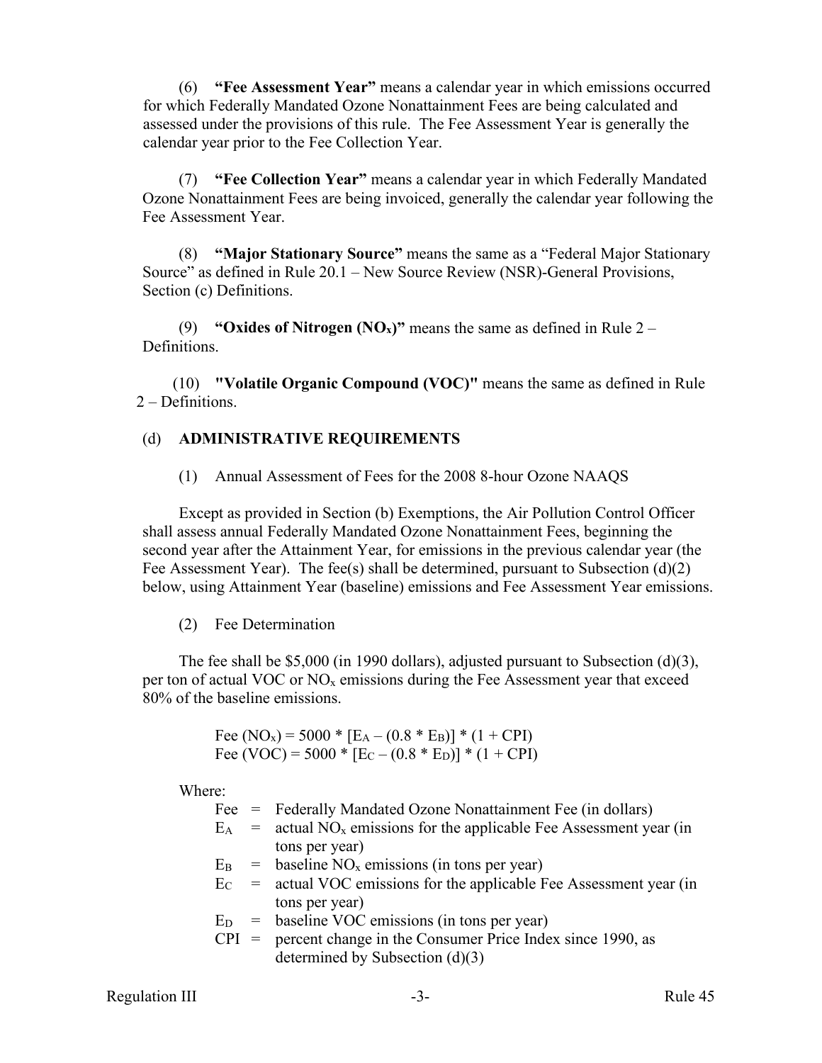(6) **"Fee Assessment Year"** means a calendar year in which emissions occurred for which Federally Mandated Ozone Nonattainment Fees are being calculated and assessed under the provisions of this rule. The Fee Assessment Year is generally the calendar year prior to the Fee Collection Year.

(7) **"Fee Collection Year"** means a calendar year in which Federally Mandated Ozone Nonattainment Fees are being invoiced, generally the calendar year following the Fee Assessment Year.

(8) **"Major Stationary Source"** means the same as a "Federal Major Stationary Source" as defined in Rule 20.1 – New Source Review (NSR)-General Provisions, Section (c) Definitions.

(9) **"Oxides of Nitrogen ($NO_x$)"** means the same as defined in Rule 2 – Definitions.

(10) **"Volatile Organic Compound (VOC)"** means the same as defined in Rule 2 – Definitions.

## (d) ADMINISTRATIVE REQUIREMENTS

(1) Annual Assessment of Fees for the 2008 8-hour Ozone NAAQS

Except as provided in Section (b) Exemptions, the Air Pollution Control Officer shall assess annual Federally Mandated Ozone Nonattainment Fees, beginning the second year after the Attainment Year, for emissions in the previous calendar year (the Fee Assessment Year). The fee(s) shall be determined, pursuant to Subsection (d)(2) below, using Attainment Year (baseline) emissions and Fee Assessment Year emissions.

(2) Fee Determination

The fee shall be $5,000 (in 1990 dollars), adjusted pursuant to Subsection (d)(3), per ton of actual VOC or $NO_x$ emissions during the Fee Assessment year that exceed 80% of the baseline emissions.

$$\text{Fee } (NO_x) = 5000 * [E_A - (0.8 * E_B)] * (1 + CPI)$$
$$\text{Fee } (VOC) = 5000 * [E_C - (0.8 * E_D)] * (1 + CPI)$$

Where:

- Fee = Federally Mandated Ozone Nonattainment Fee (in dollars)
- $E_A$ = actual $NO_x$ emissions for the applicable Fee Assessment year (in tons per year)
- $E_B$ = baseline $NO_x$ emissions (in tons per year)
- $E_C$ = actual VOC emissions for the applicable Fee Assessment year (in tons per year)
- $E_D$ = baseline VOC emissions (in tons per year)
- CPI = percent change in the Consumer Price Index since 1990, as determined by Subsection (d)(3)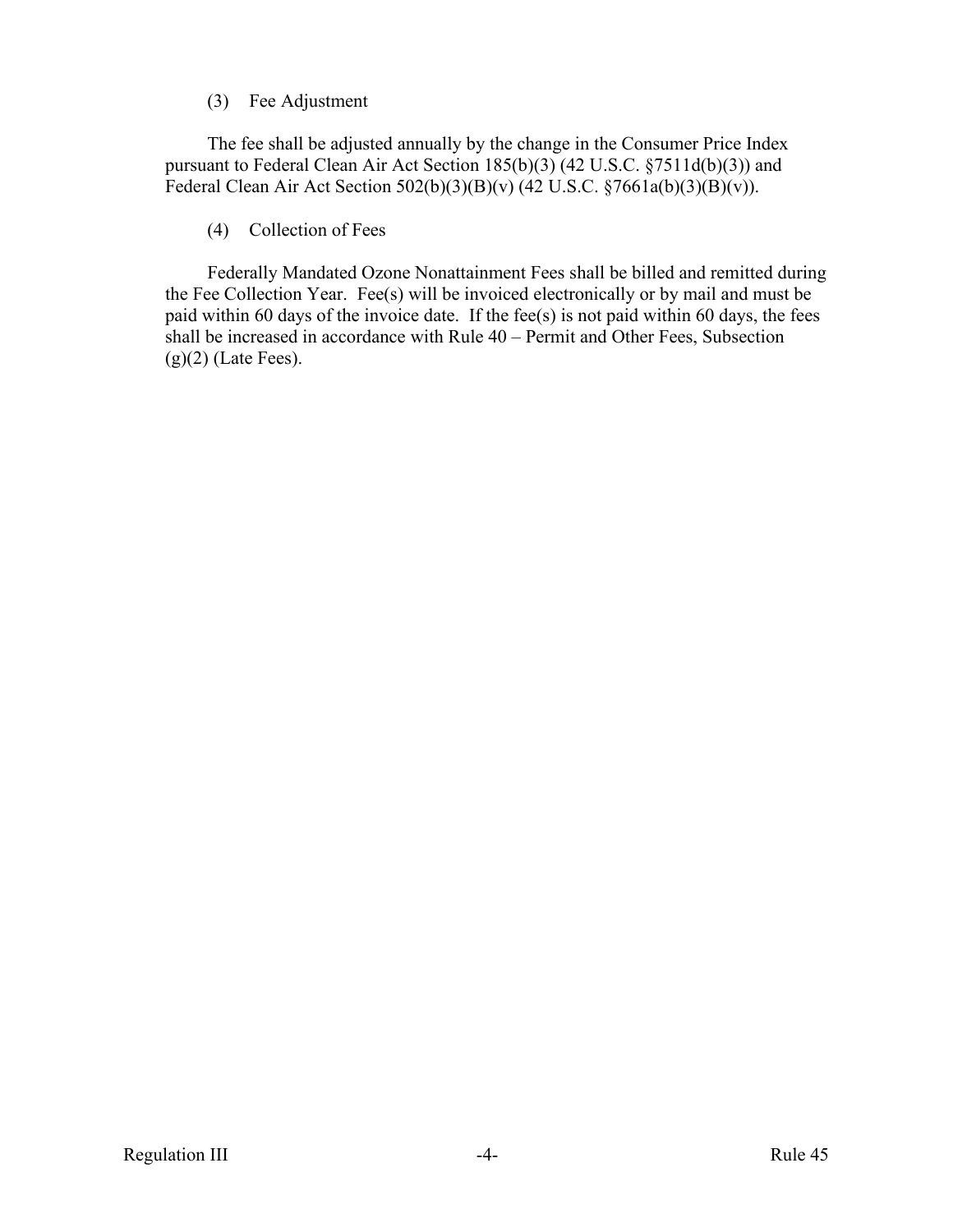(3) Fee Adjustment

The fee shall be adjusted annually by the change in the Consumer Price Index pursuant to Federal Clean Air Act Section 185(b)(3) (42 U.S.C. §7511d(b)(3)) and Federal Clean Air Act Section 502(b)(3)(B)(v) (42 U.S.C. §7661a(b)(3)(B)(v)).

(4) Collection of Fees

Federally Mandated Ozone Nonattainment Fees shall be billed and remitted during the Fee Collection Year. Fee(s) will be invoiced electronically or by mail and must be paid within 60 days of the invoice date. If the fee(s) is not paid within 60 days, the fees shall be increased in accordance with Rule 40 – Permit and Other Fees, Subsection (g)(2) (Late Fees).